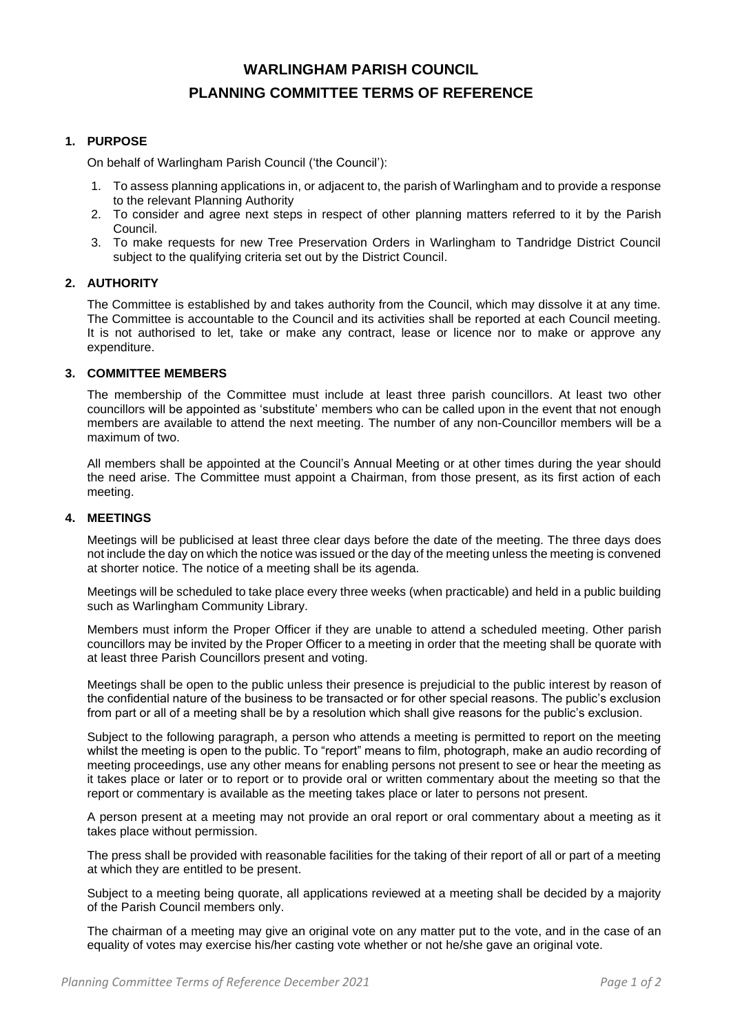# WARLINGHAM PARISH COUNCIL
# PLANNING COMMITTEE TERMS OF REFERENCE

## 1. PURPOSE

On behalf of Warlingham Parish Council ('the Council'):

1. To assess planning applications in, or adjacent to, the parish of Warlingham and to provide a response to the relevant Planning Authority
2. To consider and agree next steps in respect of other planning matters referred to it by the Parish Council.
3. To make requests for new Tree Preservation Orders in Warlingham to Tandridge District Council subject to the qualifying criteria set out by the District Council.

## 2. AUTHORITY

The Committee is established by and takes authority from the Council, which may dissolve it at any time. The Committee is accountable to the Council and its activities shall be reported at each Council meeting. It is not authorised to let, take or make any contract, lease or licence nor to make or approve any expenditure.

## 3. COMMITTEE MEMBERS

The membership of the Committee must include at least three parish councillors. At least two other councillors will be appointed as 'substitute' members who can be called upon in the event that not enough members are available to attend the next meeting. The number of any non-Councillor members will be a maximum of two.

All members shall be appointed at the Council's Annual Meeting or at other times during the year should the need arise. The Committee must appoint a Chairman, from those present, as its first action of each meeting.

## 4. MEETINGS

Meetings will be publicised at least three clear days before the date of the meeting. The three days does not include the day on which the notice was issued or the day of the meeting unless the meeting is convened at shorter notice. The notice of a meeting shall be its agenda.

Meetings will be scheduled to take place every three weeks (when practicable) and held in a public building such as Warlingham Community Library.

Members must inform the Proper Officer if they are unable to attend a scheduled meeting. Other parish councillors may be invited by the Proper Officer to a meeting in order that the meeting shall be quorate with at least three Parish Councillors present and voting.

Meetings shall be open to the public unless their presence is prejudicial to the public interest by reason of the confidential nature of the business to be transacted or for other special reasons. The public's exclusion from part or all of a meeting shall be by a resolution which shall give reasons for the public's exclusion.

Subject to the following paragraph, a person who attends a meeting is permitted to report on the meeting whilst the meeting is open to the public. To "report" means to film, photograph, make an audio recording of meeting proceedings, use any other means for enabling persons not present to see or hear the meeting as it takes place or later or to report or to provide oral or written commentary about the meeting so that the report or commentary is available as the meeting takes place or later to persons not present.

A person present at a meeting may not provide an oral report or oral commentary about a meeting as it takes place without permission.

The press shall be provided with reasonable facilities for the taking of their report of all or part of a meeting at which they are entitled to be present.

Subject to a meeting being quorate, all applications reviewed at a meeting shall be decided by a majority of the Parish Council members only.

The chairman of a meeting may give an original vote on any matter put to the vote, and in the case of an equality of votes may exercise his/her casting vote whether or not he/she gave an original vote.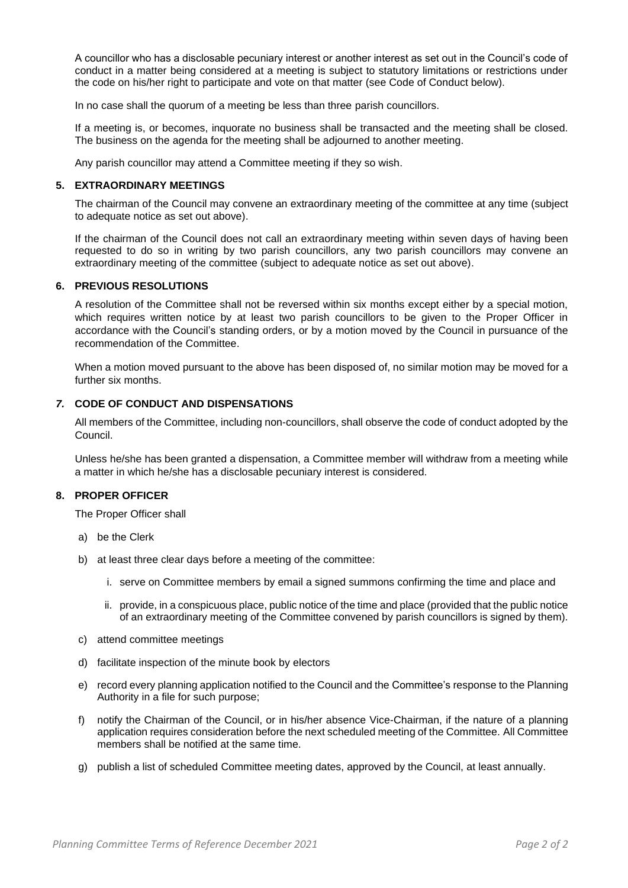A councillor who has a disclosable pecuniary interest or another interest as set out in the Council's code of conduct in a matter being considered at a meeting is subject to statutory limitations or restrictions under the code on his/her right to participate and vote on that matter (see Code of Conduct below).

In no case shall the quorum of a meeting be less than three parish councillors.

If a meeting is, or becomes, inquorate no business shall be transacted and the meeting shall be closed. The business on the agenda for the meeting shall be adjourned to another meeting.

Any parish councillor may attend a Committee meeting if they so wish.

## 5. EXTRAORDINARY MEETINGS

The chairman of the Council may convene an extraordinary meeting of the committee at any time (subject to adequate notice as set out above).

If the chairman of the Council does not call an extraordinary meeting within seven days of having been requested to do so in writing by two parish councillors, any two parish councillors may convene an extraordinary meeting of the committee (subject to adequate notice as set out above).

## 6. PREVIOUS RESOLUTIONS

A resolution of the Committee shall not be reversed within six months except either by a special motion, which requires written notice by at least two parish councillors to be given to the Proper Officer in accordance with the Council's standing orders, or by a motion moved by the Council in pursuance of the recommendation of the Committee.

When a motion moved pursuant to the above has been disposed of, no similar motion may be moved for a further six months.

## *7.* CODE OF CONDUCT AND DISPENSATIONS

All members of the Committee, including non-councillors, shall observe the code of conduct adopted by the Council.

Unless he/she has been granted a dispensation, a Committee member will withdraw from a meeting while a matter in which he/she has a disclosable pecuniary interest is considered.

## 8. PROPER OFFICER

The Proper Officer shall

a) be the Clerk

b) at least three clear days before a meeting of the committee:

   i. serve on Committee members by email a signed summons confirming the time and place and

   ii. provide, in a conspicuous place, public notice of the time and place (provided that the public notice of an extraordinary meeting of the Committee convened by parish councillors is signed by them).

c) attend committee meetings

d) facilitate inspection of the minute book by electors

e) record every planning application notified to the Council and the Committee's response to the Planning Authority in a file for such purpose;

f) notify the Chairman of the Council, or in his/her absence Vice-Chairman, if the nature of a planning application requires consideration before the next scheduled meeting of the Committee. All Committee members shall be notified at the same time.

g) publish a list of scheduled Committee meeting dates, approved by the Council, at least annually.